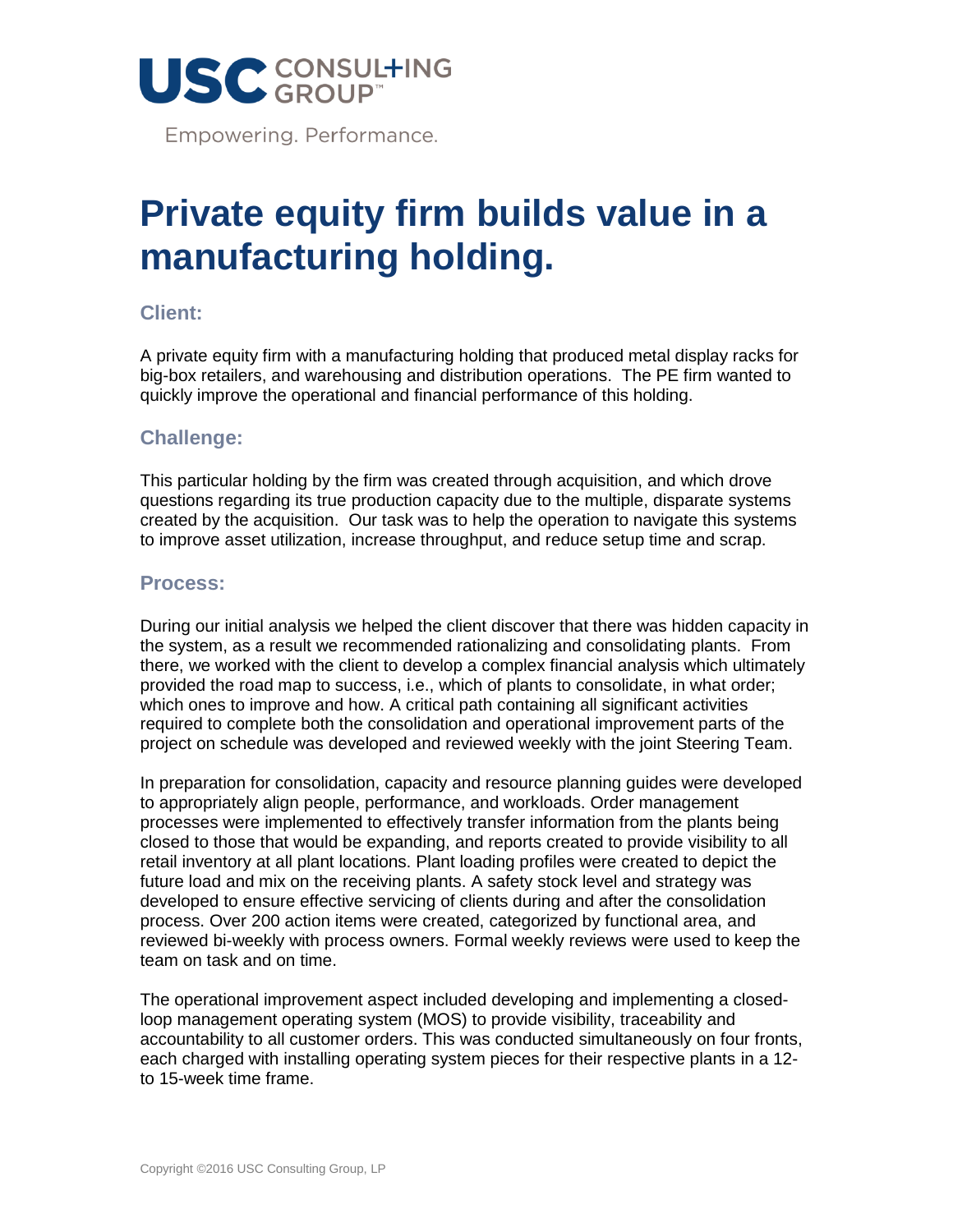USC CONSULTING GROUP™

Empowering. Performance.

# Private equity firm builds value in a manufacturing holding.

## Client:

A private equity firm with a manufacturing holding that produced metal display racks for big-box retailers, and warehousing and distribution operations. The PE firm wanted to quickly improve the operational and financial performance of this holding.

## Challenge:

This particular holding by the firm was created through acquisition, and which drove questions regarding its true production capacity due to the multiple, disparate systems created by the acquisition. Our task was to help the operation to navigate this systems to improve asset utilization, increase throughput, and reduce setup time and scrap.

## Process:

During our initial analysis we helped the client discover that there was hidden capacity in the system, as a result we recommended rationalizing and consolidating plants. From there, we worked with the client to develop a complex financial analysis which ultimately provided the road map to success, i.e., which of plants to consolidate, in what order; which ones to improve and how. A critical path containing all significant activities required to complete both the consolidation and operational improvement parts of the project on schedule was developed and reviewed weekly with the joint Steering Team.

In preparation for consolidation, capacity and resource planning guides were developed to appropriately align people, performance, and workloads. Order management processes were implemented to effectively transfer information from the plants being closed to those that would be expanding, and reports created to provide visibility to all retail inventory at all plant locations. Plant loading profiles were created to depict the future load and mix on the receiving plants. A safety stock level and strategy was developed to ensure effective servicing of clients during and after the consolidation process. Over 200 action items were created, categorized by functional area, and reviewed bi-weekly with process owners. Formal weekly reviews were used to keep the team on task and on time.

The operational improvement aspect included developing and implementing a closed-loop management operating system (MOS) to provide visibility, traceability and accountability to all customer orders. This was conducted simultaneously on four fronts, each charged with installing operating system pieces for their respective plants in a 12- to 15-week time frame.

Copyright ©2016 USC Consulting Group, LP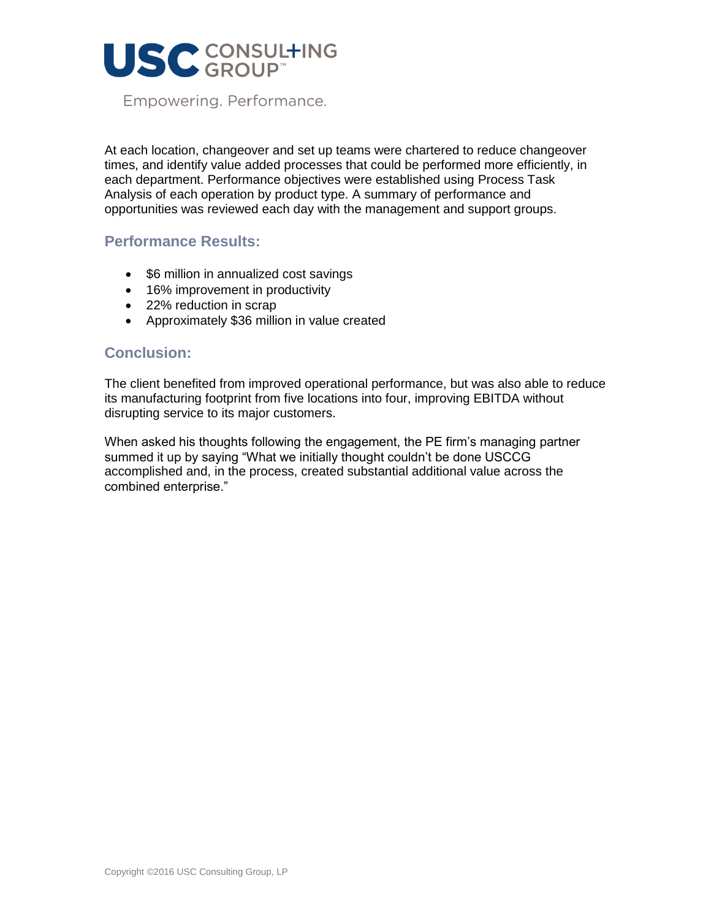At each location, changeover and set up teams were chartered to reduce changeover times, and identify value added processes that could be performed more efficiently, in each department. Performance objectives were established using Process Task Analysis of each operation by product type. A summary of performance and opportunities was reviewed each day with the management and support groups.

## Performance Results:

- $6 million in annualized cost savings
- 16% improvement in productivity
- 22% reduction in scrap
- Approximately $36 million in value created

## Conclusion:

The client benefited from improved operational performance, but was also able to reduce its manufacturing footprint from five locations into four, improving EBITDA without disrupting service to its major customers.

When asked his thoughts following the engagement, the PE firm's managing partner summed it up by saying "What we initially thought couldn't be done USCCG accomplished and, in the process, created substantial additional value across the combined enterprise."